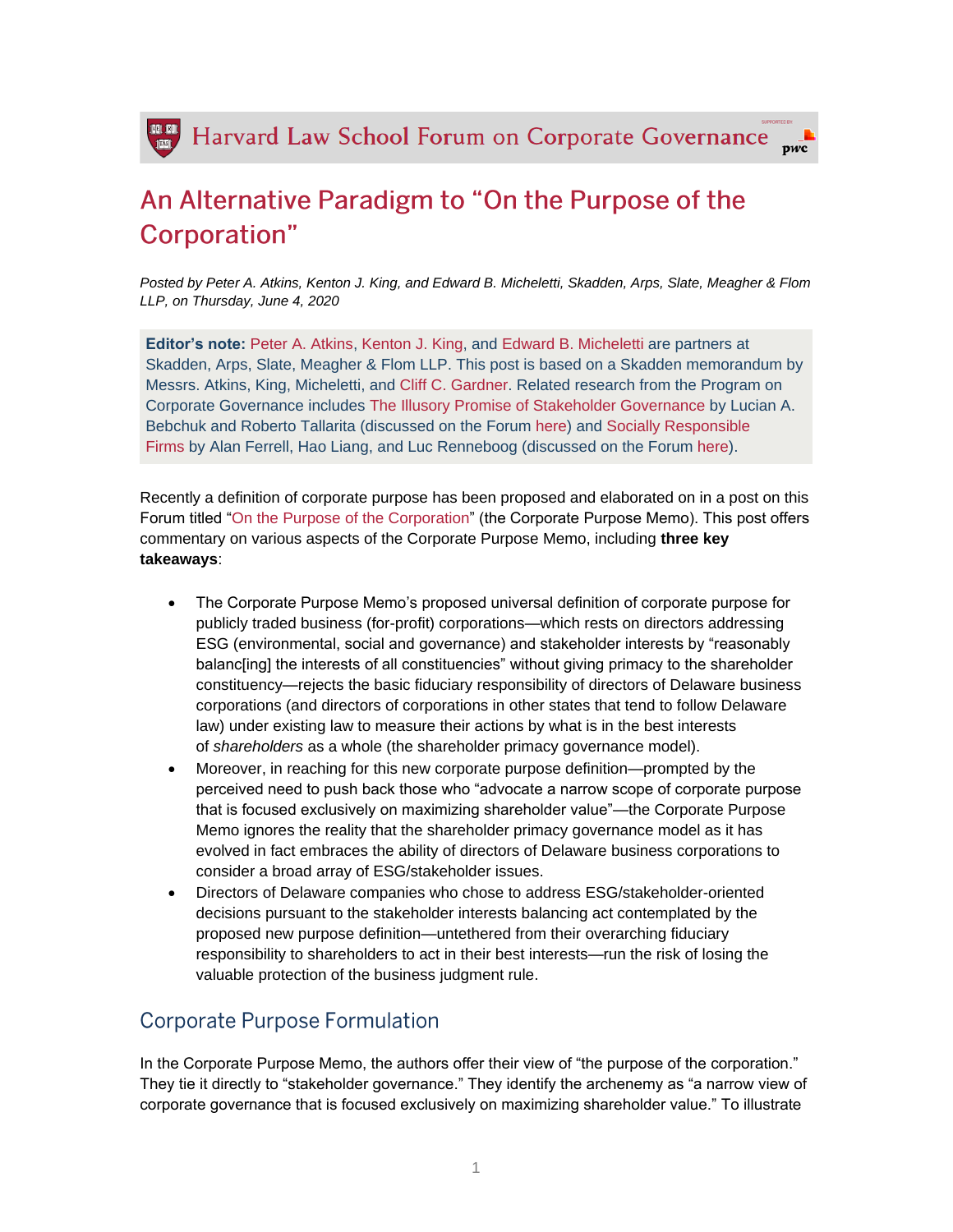Harvard Law School Forum on Corporate Governance

# An Alternative Paradigm to "On the Purpose of the Corporation"

*Posted by Peter A. Atkins, Kenton J. King, and Edward B. Micheletti, Skadden, Arps, Slate, Meagher & Flom LLP, on Thursday, June 4, 2020*

**Editor's note:** Peter A. Atkins, Kenton J. King, and Edward B. Micheletti are partners at Skadden, Arps, Slate, Meagher & Flom LLP. This post is based on a Skadden memorandum by Messrs. Atkins, King, Micheletti, and Cliff C. Gardner. Related research from the Program on Corporate Governance includes The Illusory Promise of Stakeholder Governance by Lucian A. Bebchuk and Roberto Tallarita (discussed on the Forum here) and Socially Responsible Firms by Alan Ferrell, Hao Liang, and Luc Renneboog (discussed on the Forum here).

Recently a definition of corporate purpose has been proposed and elaborated on in a post on this Forum titled "On the Purpose of the Corporation" (the Corporate Purpose Memo). This post offers commentary on various aspects of the Corporate Purpose Memo, including **three key takeaways**:

- The Corporate Purpose Memo's proposed universal definition of corporate purpose for publicly traded business (for-profit) corporations—which rests on directors addressing ESG (environmental, social and governance) and stakeholder interests by "reasonably balanc[ing] the interests of all constituencies" without giving primacy to the shareholder constituency—rejects the basic fiduciary responsibility of directors of Delaware business corporations (and directors of corporations in other states that tend to follow Delaware law) under existing law to measure their actions by what is in the best interests of *shareholders* as a whole (the shareholder primacy governance model).
- Moreover, in reaching for this new corporate purpose definition—prompted by the perceived need to push back those who "advocate a narrow scope of corporate purpose that is focused exclusively on maximizing shareholder value"—the Corporate Purpose Memo ignores the reality that the shareholder primacy governance model as it has evolved in fact embraces the ability of directors of Delaware business corporations to consider a broad array of ESG/stakeholder issues.
- Directors of Delaware companies who chose to address ESG/stakeholder-oriented decisions pursuant to the stakeholder interests balancing act contemplated by the proposed new purpose definition—untethered from their overarching fiduciary responsibility to shareholders to act in their best interests—run the risk of losing the valuable protection of the business judgment rule.

## Corporate Purpose Formulation

In the Corporate Purpose Memo, the authors offer their view of "the purpose of the corporation." They tie it directly to "stakeholder governance." They identify the archenemy as "a narrow view of corporate governance that is focused exclusively on maximizing shareholder value." To illustrate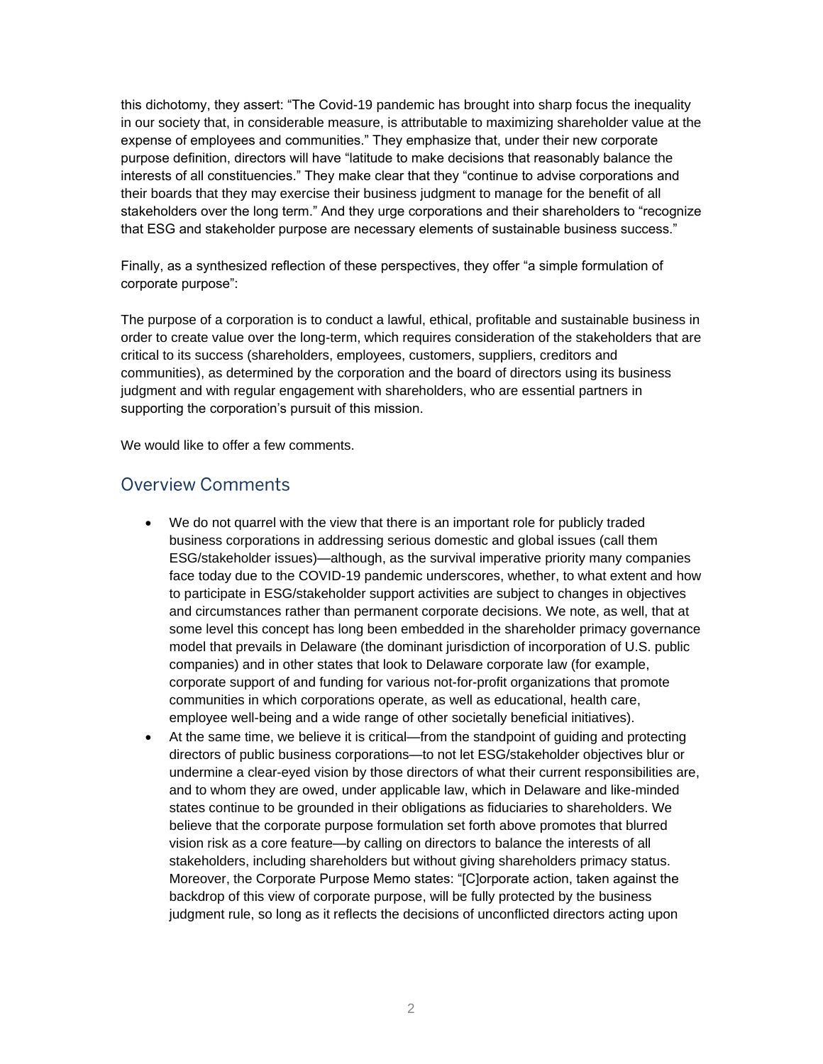this dichotomy, they assert: "The Covid-19 pandemic has brought into sharp focus the inequality in our society that, in considerable measure, is attributable to maximizing shareholder value at the expense of employees and communities." They emphasize that, under their new corporate purpose definition, directors will have "latitude to make decisions that reasonably balance the interests of all constituencies." They make clear that they "continue to advise corporations and their boards that they may exercise their business judgment to manage for the benefit of all stakeholders over the long term." And they urge corporations and their shareholders to "recognize that ESG and stakeholder purpose are necessary elements of sustainable business success."

Finally, as a synthesized reflection of these perspectives, they offer "a simple formulation of corporate purpose":

The purpose of a corporation is to conduct a lawful, ethical, profitable and sustainable business in order to create value over the long-term, which requires consideration of the stakeholders that are critical to its success (shareholders, employees, customers, suppliers, creditors and communities), as determined by the corporation and the board of directors using its business judgment and with regular engagement with shareholders, who are essential partners in supporting the corporation's pursuit of this mission.

We would like to offer a few comments.

## Overview Comments

- We do not quarrel with the view that there is an important role for publicly traded business corporations in addressing serious domestic and global issues (call them ESG/stakeholder issues)—although, as the survival imperative priority many companies face today due to the COVID-19 pandemic underscores, whether, to what extent and how to participate in ESG/stakeholder support activities are subject to changes in objectives and circumstances rather than permanent corporate decisions. We note, as well, that at some level this concept has long been embedded in the shareholder primacy governance model that prevails in Delaware (the dominant jurisdiction of incorporation of U.S. public companies) and in other states that look to Delaware corporate law (for example, corporate support of and funding for various not-for-profit organizations that promote communities in which corporations operate, as well as educational, health care, employee well-being and a wide range of other societally beneficial initiatives).
- At the same time, we believe it is critical—from the standpoint of guiding and protecting directors of public business corporations—to not let ESG/stakeholder objectives blur or undermine a clear-eyed vision by those directors of what their current responsibilities are, and to whom they are owed, under applicable law, which in Delaware and like-minded states continue to be grounded in their obligations as fiduciaries to shareholders. We believe that the corporate purpose formulation set forth above promotes that blurred vision risk as a core feature—by calling on directors to balance the interests of all stakeholders, including shareholders but without giving shareholders primacy status. Moreover, the Corporate Purpose Memo states: "[C]orporate action, taken against the backdrop of this view of corporate purpose, will be fully protected by the business judgment rule, so long as it reflects the decisions of unconflicted directors acting upon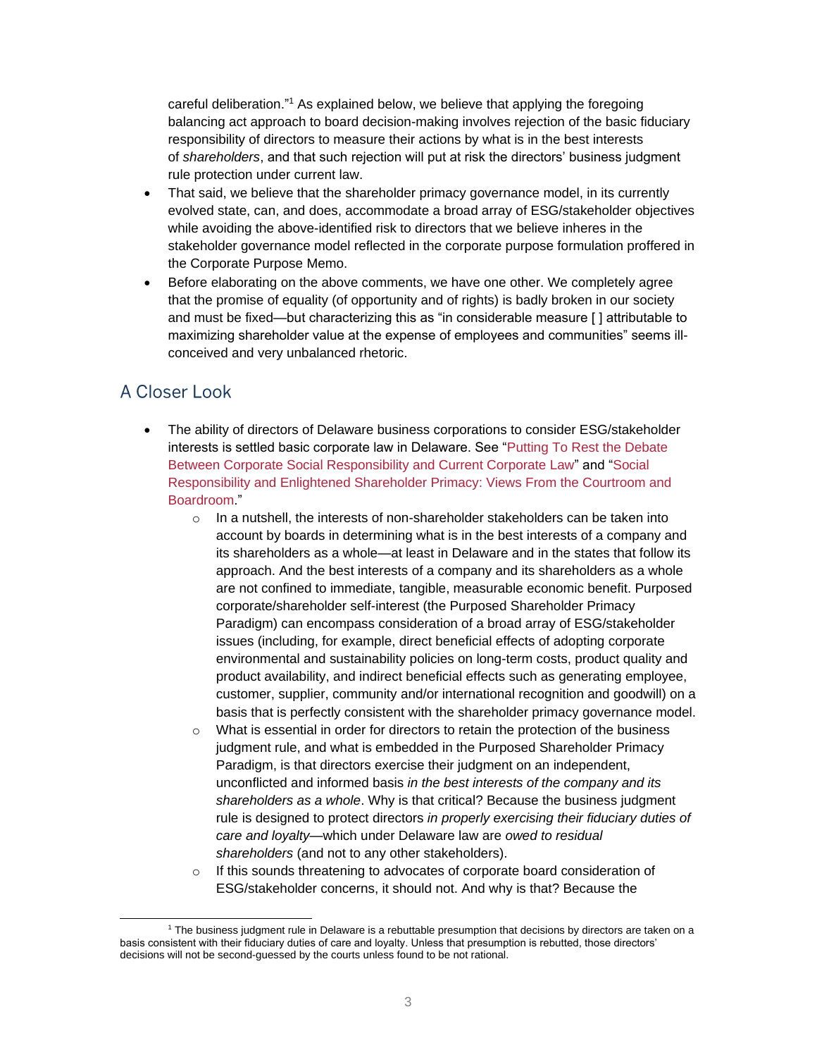careful deliberation."[1] As explained below, we believe that applying the foregoing balancing act approach to board decision-making involves rejection of the basic fiduciary responsibility of directors to measure their actions by what is in the best interests of *shareholders*, and that such rejection will put at risk the directors' business judgment rule protection under current law.

- That said, we believe that the shareholder primacy governance model, in its currently evolved state, can, and does, accommodate a broad array of ESG/stakeholder objectives while avoiding the above-identified risk to directors that we believe inheres in the stakeholder governance model reflected in the corporate purpose formulation proffered in the Corporate Purpose Memo.
- Before elaborating on the above comments, we have one other. We completely agree that the promise of equality (of opportunity and of rights) is badly broken in our society and must be fixed—but characterizing this as "in considerable measure [ ] attributable to maximizing shareholder value at the expense of employees and communities" seems ill-conceived and very unbalanced rhetoric.

## A Closer Look

- The ability of directors of Delaware business corporations to consider ESG/stakeholder interests is settled basic corporate law in Delaware. See "Putting To Rest the Debate Between Corporate Social Responsibility and Current Corporate Law" and "Social Responsibility and Enlightened Shareholder Primacy: Views From the Courtroom and Boardroom."
  - In a nutshell, the interests of non-shareholder stakeholders can be taken into account by boards in determining what is in the best interests of a company and its shareholders as a whole—at least in Delaware and in the states that follow its approach. And the best interests of a company and its shareholders as a whole are not confined to immediate, tangible, measurable economic benefit. Purposed corporate/shareholder self-interest (the Purposed Shareholder Primacy Paradigm) can encompass consideration of a broad array of ESG/stakeholder issues (including, for example, direct beneficial effects of adopting corporate environmental and sustainability policies on long-term costs, product quality and product availability, and indirect beneficial effects such as generating employee, customer, supplier, community and/or international recognition and goodwill) on a basis that is perfectly consistent with the shareholder primacy governance model.
  - What is essential in order for directors to retain the protection of the business judgment rule, and what is embedded in the Purposed Shareholder Primacy Paradigm, is that directors exercise their judgment on an independent, unconflicted and informed basis *in the best interests of the company and its shareholders as a whole*. Why is that critical? Because the business judgment rule is designed to protect directors *in properly exercising their fiduciary duties of care and loyalty*—which under Delaware law are *owed to residual shareholders* (and not to any other stakeholders).
  - If this sounds threatening to advocates of corporate board consideration of ESG/stakeholder concerns, it should not. And why is that? Because the

[1] The business judgment rule in Delaware is a rebuttable presumption that decisions by directors are taken on a basis consistent with their fiduciary duties of care and loyalty. Unless that presumption is rebutted, those directors' decisions will not be second-guessed by the courts unless found to be not rational.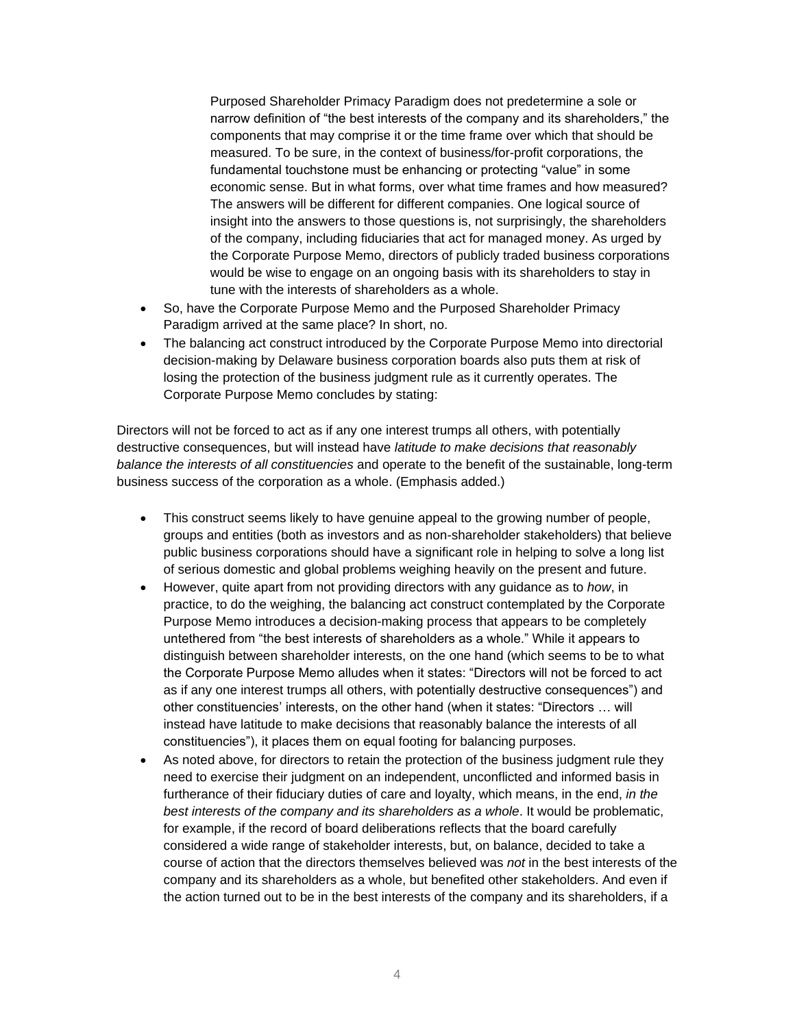> Purposed Shareholder Primacy Paradigm does not predetermine a sole or narrow definition of "the best interests of the company and its shareholders," the components that may comprise it or the time frame over which that should be measured. To be sure, in the context of business/for-profit corporations, the fundamental touchstone must be enhancing or protecting "value" in some economic sense. But in what forms, over what time frames and how measured? The answers will be different for different companies. One logical source of insight into the answers to those questions is, not surprisingly, the shareholders of the company, including fiduciaries that act for managed money. As urged by the Corporate Purpose Memo, directors of publicly traded business corporations would be wise to engage on an ongoing basis with its shareholders to stay in tune with the interests of shareholders as a whole.

- So, have the Corporate Purpose Memo and the Purposed Shareholder Primacy Paradigm arrived at the same place? In short, no.
- The balancing act construct introduced by the Corporate Purpose Memo into directorial decision-making by Delaware business corporation boards also puts them at risk of losing the protection of the business judgment rule as it currently operates. The Corporate Purpose Memo concludes by stating:

Directors will not be forced to act as if any one interest trumps all others, with potentially destructive consequences, but will instead have *latitude to make decisions that reasonably balance the interests of all constituencies* and operate to the benefit of the sustainable, long-term business success of the corporation as a whole. (Emphasis added.)

- This construct seems likely to have genuine appeal to the growing number of people, groups and entities (both as investors and as non-shareholder stakeholders) that believe public business corporations should have a significant role in helping to solve a long list of serious domestic and global problems weighing heavily on the present and future.
- However, quite apart from not providing directors with any guidance as to *how*, in practice, to do the weighing, the balancing act construct contemplated by the Corporate Purpose Memo introduces a decision-making process that appears to be completely untethered from "the best interests of shareholders as a whole." While it appears to distinguish between shareholder interests, on the one hand (which seems to be to what the Corporate Purpose Memo alludes when it states: "Directors will not be forced to act as if any one interest trumps all others, with potentially destructive consequences") and other constituencies' interests, on the other hand (when it states: "Directors … will instead have latitude to make decisions that reasonably balance the interests of all constituencies"), it places them on equal footing for balancing purposes.
- As noted above, for directors to retain the protection of the business judgment rule they need to exercise their judgment on an independent, unconflicted and informed basis in furtherance of their fiduciary duties of care and loyalty, which means, in the end, *in the best interests of the company and its shareholders as a whole*. It would be problematic, for example, if the record of board deliberations reflects that the board carefully considered a wide range of stakeholder interests, but, on balance, decided to take a course of action that the directors themselves believed was *not* in the best interests of the company and its shareholders as a whole, but benefited other stakeholders. And even if the action turned out to be in the best interests of the company and its shareholders, if a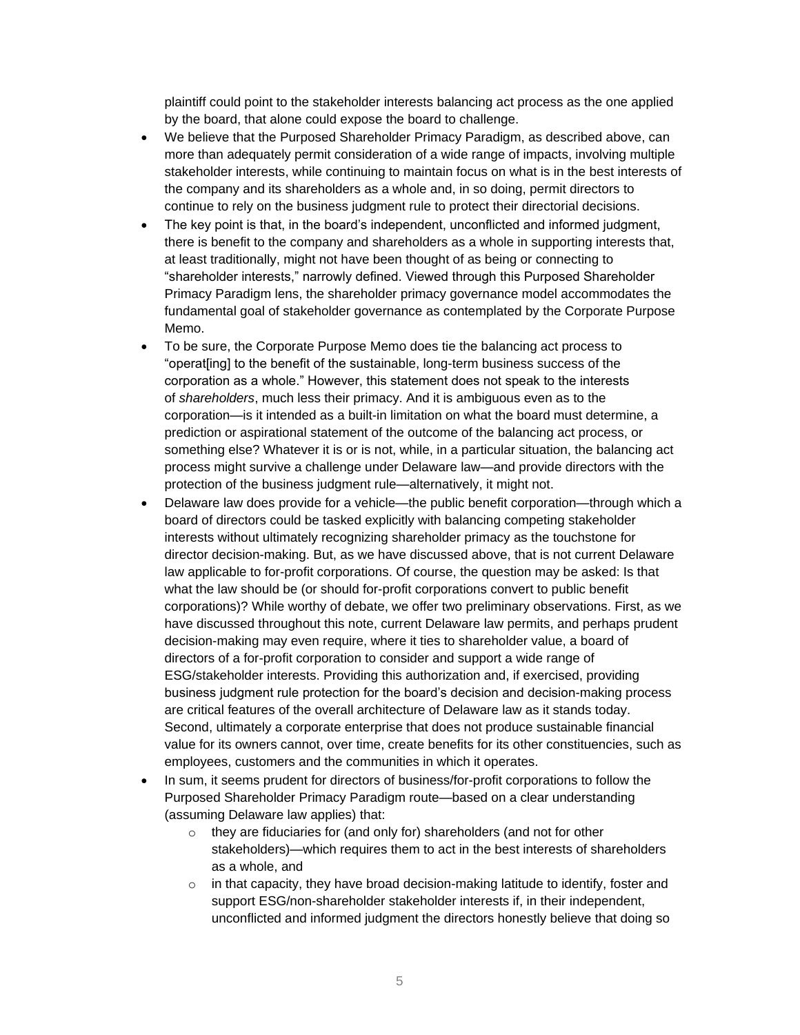plaintiff could point to the stakeholder interests balancing act process as the one applied by the board, that alone could expose the board to challenge.

- We believe that the Purposed Shareholder Primacy Paradigm, as described above, can more than adequately permit consideration of a wide range of impacts, involving multiple stakeholder interests, while continuing to maintain focus on what is in the best interests of the company and its shareholders as a whole and, in so doing, permit directors to continue to rely on the business judgment rule to protect their directorial decisions.
- The key point is that, in the board's independent, unconflicted and informed judgment, there is benefit to the company and shareholders as a whole in supporting interests that, at least traditionally, might not have been thought of as being or connecting to "shareholder interests," narrowly defined. Viewed through this Purposed Shareholder Primacy Paradigm lens, the shareholder primacy governance model accommodates the fundamental goal of stakeholder governance as contemplated by the Corporate Purpose Memo.
- To be sure, the Corporate Purpose Memo does tie the balancing act process to "operat[ing] to the benefit of the sustainable, long-term business success of the corporation as a whole." However, this statement does not speak to the interests of *shareholders*, much less their primacy. And it is ambiguous even as to the corporation—is it intended as a built-in limitation on what the board must determine, a prediction or aspirational statement of the outcome of the balancing act process, or something else? Whatever it is or is not, while, in a particular situation, the balancing act process might survive a challenge under Delaware law—and provide directors with the protection of the business judgment rule—alternatively, it might not.
- Delaware law does provide for a vehicle—the public benefit corporation—through which a board of directors could be tasked explicitly with balancing competing stakeholder interests without ultimately recognizing shareholder primacy as the touchstone for director decision-making. But, as we have discussed above, that is not current Delaware law applicable to for-profit corporations. Of course, the question may be asked: Is that what the law should be (or should for-profit corporations convert to public benefit corporations)? While worthy of debate, we offer two preliminary observations. First, as we have discussed throughout this note, current Delaware law permits, and perhaps prudent decision-making may even require, where it ties to shareholder value, a board of directors of a for-profit corporation to consider and support a wide range of ESG/stakeholder interests. Providing this authorization and, if exercised, providing business judgment rule protection for the board's decision and decision-making process are critical features of the overall architecture of Delaware law as it stands today. Second, ultimately a corporate enterprise that does not produce sustainable financial value for its owners cannot, over time, create benefits for its other constituencies, such as employees, customers and the communities in which it operates.
- In sum, it seems prudent for directors of business/for-profit corporations to follow the Purposed Shareholder Primacy Paradigm route—based on a clear understanding (assuming Delaware law applies) that:
  - they are fiduciaries for (and only for) shareholders (and not for other stakeholders)—which requires them to act in the best interests of shareholders as a whole, and
  - in that capacity, they have broad decision-making latitude to identify, foster and support ESG/non-shareholder stakeholder interests if, in their independent, unconflicted and informed judgment the directors honestly believe that doing so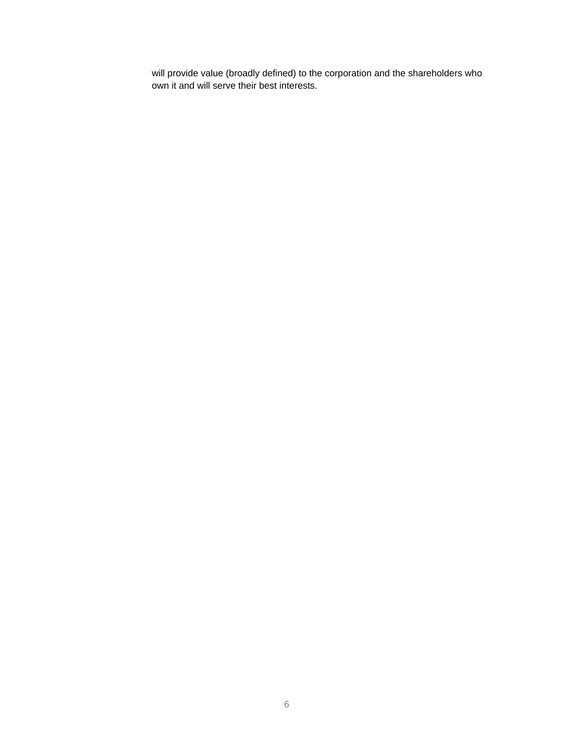will provide value (broadly defined) to the corporation and the shareholders who own it and will serve their best interests.